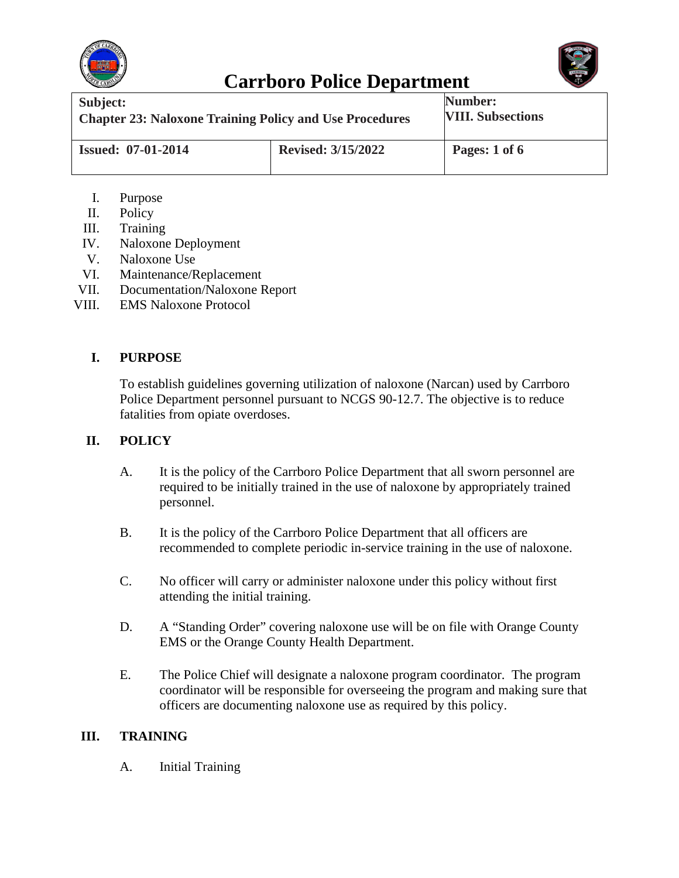# Carrboro Police Department

| **Subject:**<br>**Chapter 23: Naloxone Training Policy and Use Procedures** | | **Number:**<br>**VIII. Subsections** |
|---|---|---|
| **Issued: 07-01-2014** | **Revised: 3/15/2022** | **Pages: 1 of 6** |

I. Purpose
II. Policy
III. Training
IV. Naloxone Deployment
V. Naloxone Use
VI. Maintenance/Replacement
VII. Documentation/Naloxone Report
VIII. EMS Naloxone Protocol

## I. PURPOSE

To establish guidelines governing utilization of naloxone (Narcan) used by Carrboro Police Department personnel pursuant to NCGS 90-12.7. The objective is to reduce fatalities from opiate overdoses.

## II. POLICY

A. It is the policy of the Carrboro Police Department that all sworn personnel are required to be initially trained in the use of naloxone by appropriately trained personnel.

B. It is the policy of the Carrboro Police Department that all officers are recommended to complete periodic in-service training in the use of naloxone.

C. No officer will carry or administer naloxone under this policy without first attending the initial training.

D. A "Standing Order" covering naloxone use will be on file with Orange County EMS or the Orange County Health Department.

E. The Police Chief will designate a naloxone program coordinator. The program coordinator will be responsible for overseeing the program and making sure that officers are documenting naloxone use as required by this policy.

## III. TRAINING

A. Initial Training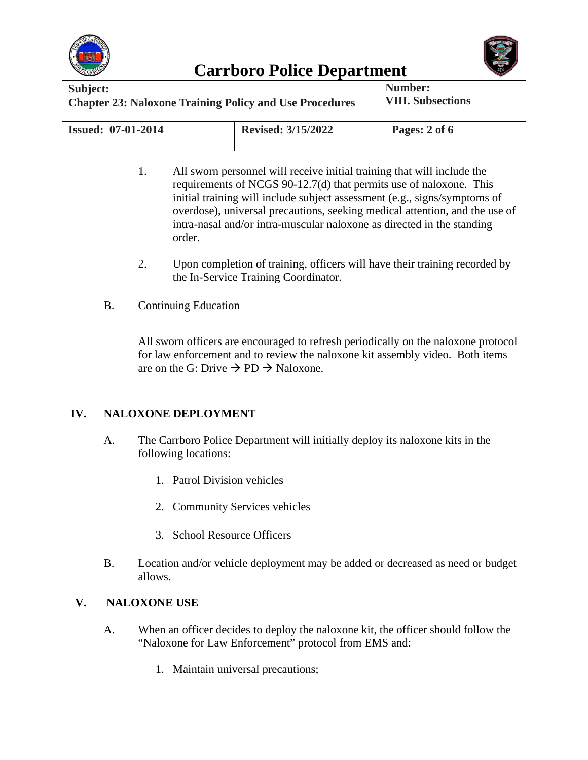1. All sworn personnel will receive initial training that will include the requirements of NCGS 90-12.7(d) that permits use of naloxone. This initial training will include subject assessment (e.g., signs/symptoms of overdose), universal precautions, seeking medical attention, and the use of intra-nasal and/or intra-muscular naloxone as directed in the standing order.

2. Upon completion of training, officers will have their training recorded by the In-Service Training Coordinator.

B. Continuing Education

All sworn officers are encouraged to refresh periodically on the naloxone protocol for law enforcement and to review the naloxone kit assembly video. Both items are on the G: Drive → PD → Naloxone.

## IV. NALOXONE DEPLOYMENT

A. The Carrboro Police Department will initially deploy its naloxone kits in the following locations:

1. Patrol Division vehicles
2. Community Services vehicles
3. School Resource Officers

B. Location and/or vehicle deployment may be added or decreased as need or budget allows.

## V. NALOXONE USE

A. When an officer decides to deploy the naloxone kit, the officer should follow the "Naloxone for Law Enforcement" protocol from EMS and:

1. Maintain universal precautions;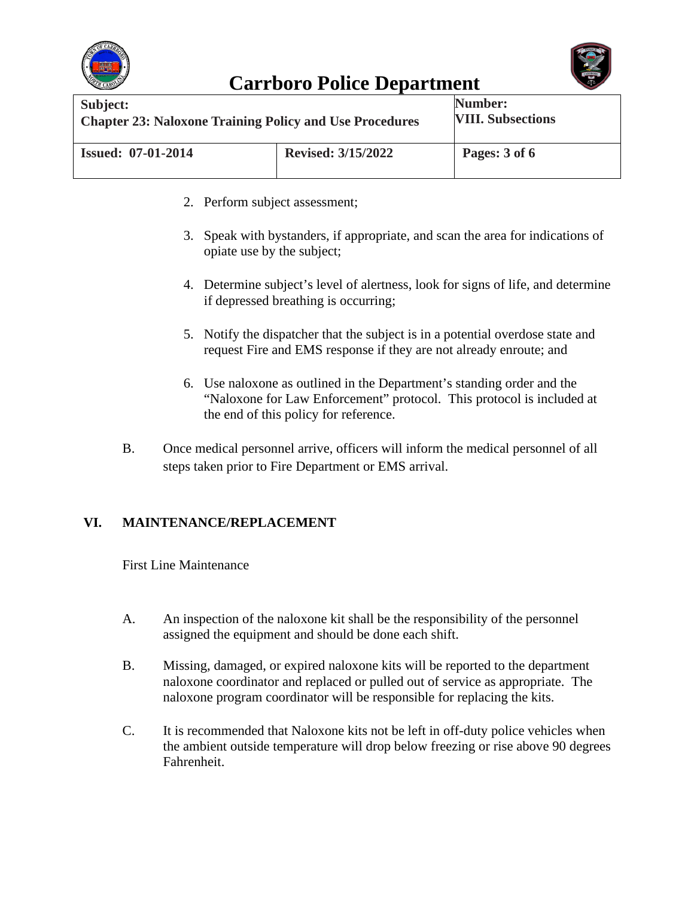2. Perform subject assessment;

3. Speak with bystanders, if appropriate, and scan the area for indications of opiate use by the subject;

4. Determine subject's level of alertness, look for signs of life, and determine if depressed breathing is occurring;

5. Notify the dispatcher that the subject is in a potential overdose state and request Fire and EMS response if they are not already enroute; and

6. Use naloxone as outlined in the Department's standing order and the "Naloxone for Law Enforcement" protocol. This protocol is included at the end of this policy for reference.

B. Once medical personnel arrive, officers will inform the medical personnel of all steps taken prior to Fire Department or EMS arrival.

## VI. MAINTENANCE/REPLACEMENT

First Line Maintenance

A. An inspection of the naloxone kit shall be the responsibility of the personnel assigned the equipment and should be done each shift.

B. Missing, damaged, or expired naloxone kits will be reported to the department naloxone coordinator and replaced or pulled out of service as appropriate. The naloxone program coordinator will be responsible for replacing the kits.

C. It is recommended that Naloxone kits not be left in off-duty police vehicles when the ambient outside temperature will drop below freezing or rise above 90 degrees Fahrenheit.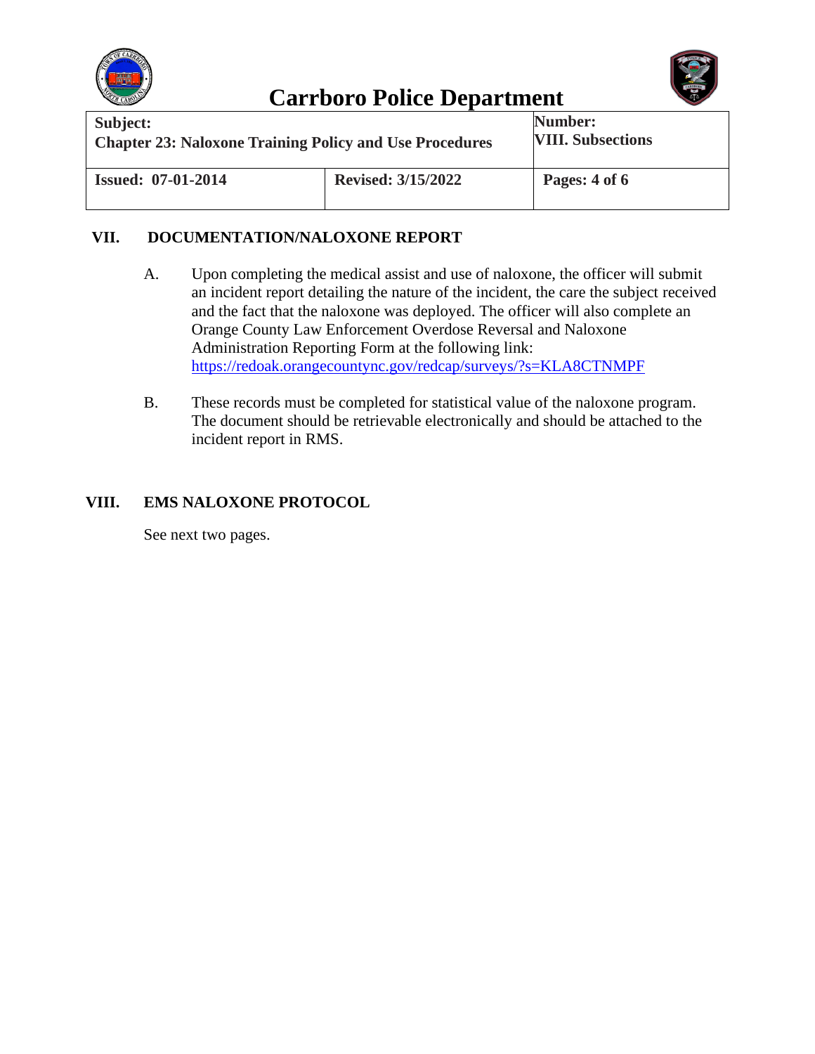## VII. DOCUMENTATION/NALOXONE REPORT

A. Upon completing the medical assist and use of naloxone, the officer will submit an incident report detailing the nature of the incident, the care the subject received and the fact that the naloxone was deployed. The officer will also complete an Orange County Law Enforcement Overdose Reversal and Naloxone Administration Reporting Form at the following link: https://redoak.orangecountync.gov/redcap/surveys/?s=KLA8CTNMPF

B. These records must be completed for statistical value of the naloxone program. The document should be retrievable electronically and should be attached to the incident report in RMS.

## VIII. EMS NALOXONE PROTOCOL

See next two pages.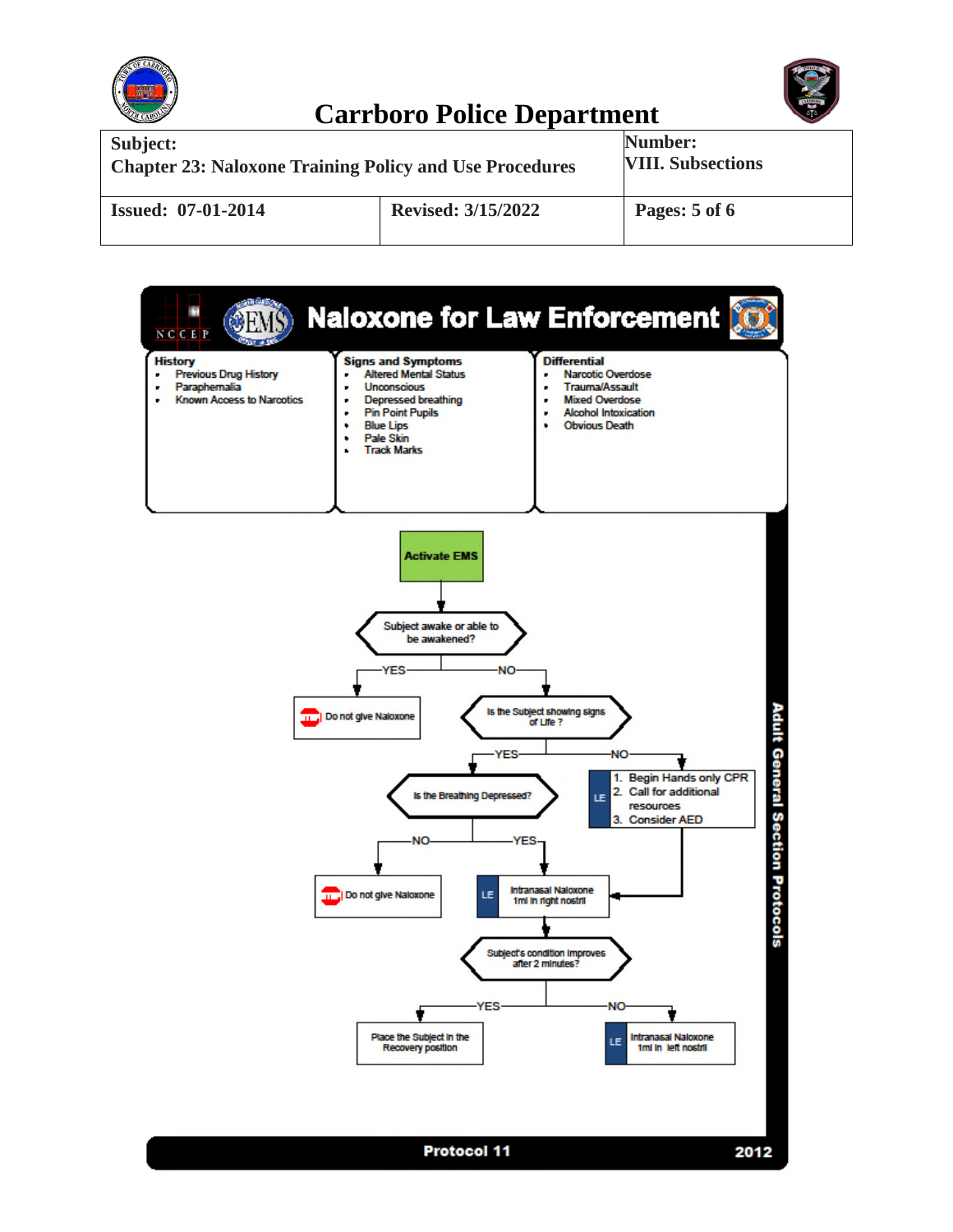# Carrboro Police Department

| Subject: Chapter 23: Naloxone Training Policy and Use Procedures | | Number: VIII. Subsections |
|---|---|---|
| Issued: 07-01-2014 | Revised: 3/15/2022 | Pages: 5 of 6 |

## Naloxone for Law Enforcement

NCCEP EMS

| History | Signs and Symptoms | Differential |
|---|---|---|
| • Previous Drug History<br>• Paraphernalia<br>• Known Access to Narcotics | • Altered Mental Status<br>• Unconscious<br>• Depressed breathing<br>• Pin Point Pupils<br>• Blue Lips<br>• Pale Skin<br>• Track Marks | • Narcotic Overdose<br>• Trauma/Assault<br>• Mixed Overdose<br>• Alcohol Intoxication<br>• Obvious Death |

**Activate EMS**

**Subject awake or able to be awakened?**

- YES → Do not give Naloxone
- NO → **Is the Subject showing signs of Life ?**
  - NO → LE: 1. Begin Hands only CPR 2. Call for additional resources 3. Consider AED → Intranasal Naloxone 1ml in right nostril
  - YES → **Is the Breathing Depressed?**
    - NO → Do not give Naloxone
    - YES → LE: Intranasal Naloxone 1ml in right nostril

**Subject's condition improves after 2 minutes?**

- YES → Place the Subject in the Recovery position
- NO → LE: Intranasal Naloxone 1ml in left nostril

Adult General Section Protocols

Protocol 11 — 2012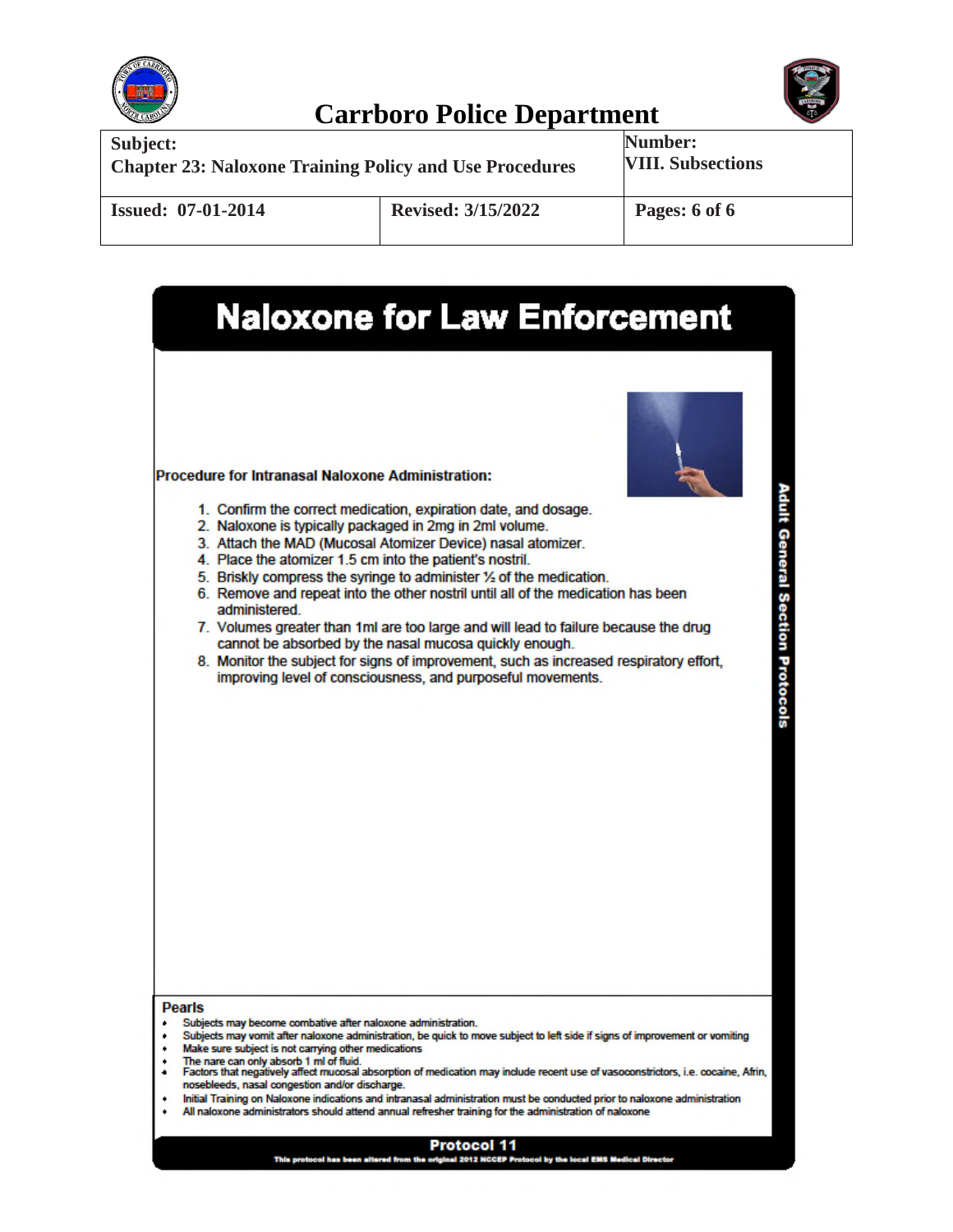# Naloxone for Law Enforcement

**Procedure for Intranasal Naloxone Administration:**

1. Confirm the correct medication, expiration date, and dosage.
2. Naloxone is typically packaged in 2mg in 2ml volume.
3. Attach the MAD (Mucosal Atomizer Device) nasal atomizer.
4. Place the atomizer 1.5 cm into the patient's nostril.
5. Briskly compress the syringe to administer ½ of the medication.
6. Remove and repeat into the other nostril until all of the medication has been administered.
7. Volumes greater than 1ml are too large and will lead to failure because the drug cannot be absorbed by the nasal mucosa quickly enough.
8. Monitor the subject for signs of improvement, such as increased respiratory effort, improving level of consciousness, and purposeful movements.

Adult General Section Protocols

## Pearls

- Subjects may become combative after naloxone administration.
- Subjects may vomit after naloxone administration, be quick to move subject to left side if signs of improvement or vomiting
- Make sure subject is not carrying other medications
- The nare can only absorb 1 ml of fluid.
- Factors that negatively affect mucosal absorption of medication may include recent use of vasoconstrictors, i.e. cocaine, Afrin, nosebleeds, nasal congestion and/or discharge.
- Initial Training on Naloxone indications and intranasal administration must be conducted prior to naloxone administration
- All naloxone administrators should attend annual refresher training for the administration of naloxone

**Protocol 11**

This protocol has been altered from the original 2012 NCCEP Protocol by the local EMS Medical Director